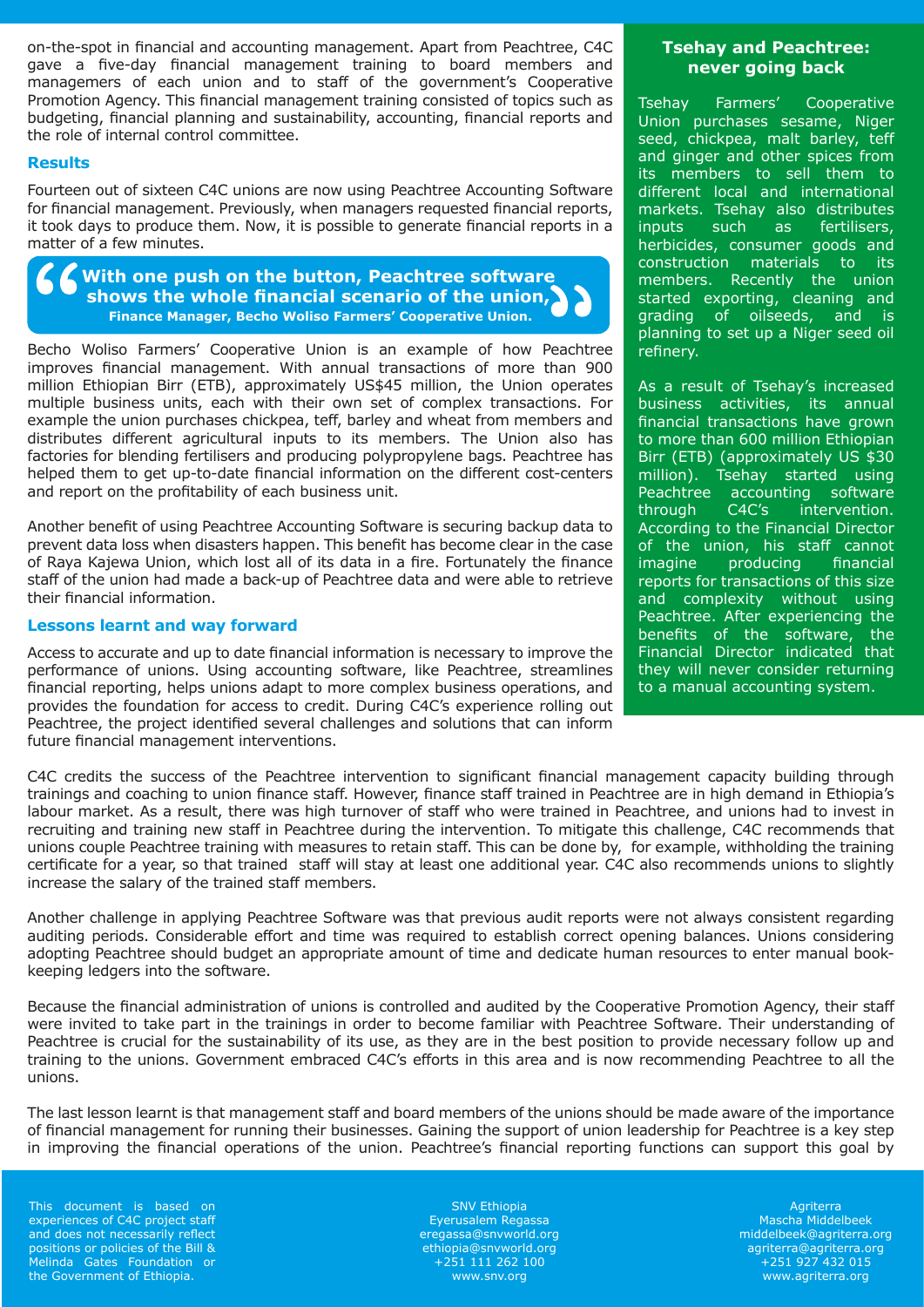on-the-spot in financial and accounting management. Apart from Peachtree, C4C gave a five-day financial management training to board members and managemers of each union and to staff of the government's Cooperative Promotion Agency. This financial management training consisted of topics such as budgeting, financial planning and sustainability, accounting, financial reports and the role of internal control committee.

### Results

Fourteen out of sixteen C4C unions are now using Peachtree Accounting Software for financial management. Previously, when managers requested financial reports, it took days to produce them. Now, it is possible to generate financial reports in a matter of a few minutes.

> **"With one push on the button, Peachtree software shows the whole financial scenario of the union,"**
> **Finance Manager, Becho Woliso Farmers' Cooperative Union.**

Becho Woliso Farmers' Cooperative Union is an example of how Peachtree improves financial management. With annual transactions of more than 900 million Ethiopian Birr (ETB), approximately US$45 million, the Union operates multiple business units, each with their own set of complex transactions. For example the union purchases chickpea, teff, barley and wheat from members and distributes different agricultural inputs to its members. The Union also has factories for blending fertilisers and producing polypropylene bags. Peachtree has helped them to get up-to-date financial information on the different cost-centers and report on the profitability of each business unit.

Another benefit of using Peachtree Accounting Software is securing backup data to prevent data loss when disasters happen. This benefit has become clear in the case of Raya Kajewa Union, which lost all of its data in a fire. Fortunately the finance staff of the union had made a back-up of Peachtree data and were able to retrieve their financial information.

### Lessons learnt and way forward

Access to accurate and up to date financial information is necessary to improve the performance of unions. Using accounting software, like Peachtree, streamlines financial reporting, helps unions adapt to more complex business operations, and provides the foundation for access to credit. During C4C's experience rolling out Peachtree, the project identified several challenges and solutions that can inform future financial management interventions.

### Tsehay and Peachtree: never going back

Tsehay Farmers' Cooperative Union purchases sesame, Niger seed, chickpea, malt barley, teff and ginger and other spices from its members to sell them to different local and international markets. Tsehay also distributes inputs such as fertilisers, herbicides, consumer goods and construction materials to its members. Recently the union started exporting, cleaning and grading of oilseeds, and is planning to set up a Niger seed oil refinery.

As a result of Tsehay's increased business activities, its annual financial transactions have grown to more than 600 million Ethiopian Birr (ETB) (approximately US $30 million). Tsehay started using Peachtree accounting software through C4C's intervention. According to the Financial Director of the union, his staff cannot imagine producing financial reports for transactions of this size and complexity without using Peachtree. After experiencing the benefits of the software, the Financial Director indicated that they will never consider returning to a manual accounting system.

C4C credits the success of the Peachtree intervention to significant financial management capacity building through trainings and coaching to union finance staff. However, finance staff trained in Peachtree are in high demand in Ethiopia's labour market. As a result, there was high turnover of staff who were trained in Peachtree, and unions had to invest in recruiting and training new staff in Peachtree during the intervention. To mitigate this challenge, C4C recommends that unions couple Peachtree training with measures to retain staff. This can be done by, for example, withholding the training certificate for a year, so that trained staff will stay at least one additional year. C4C also recommends unions to slightly increase the salary of the trained staff members.

Another challenge in applying Peachtree Software was that previous audit reports were not always consistent regarding auditing periods. Considerable effort and time was required to establish correct opening balances. Unions considering adopting Peachtree should budget an appropriate amount of time and dedicate human resources to enter manual book-keeping ledgers into the software.

Because the financial administration of unions is controlled and audited by the Cooperative Promotion Agency, their staff were invited to take part in the trainings in order to become familiar with Peachtree Software. Their understanding of Peachtree is crucial for the sustainability of its use, as they are in the best position to provide necessary follow up and training to the unions. Government embraced C4C's efforts in this area and is now recommending Peachtree to all the unions.

The last lesson learnt is that management staff and board members of the unions should be made aware of the importance of financial management for running their businesses. Gaining the support of union leadership for Peachtree is a key step in improving the financial operations of the union. Peachtree's financial reporting functions can support this goal by

---

This document is based on experiences of C4C project staff and does not necessarily reflect positions or policies of the Bill & Melinda Gates Foundation or the Government of Ethiopia.

SNV Ethiopia
Eyerusalem Regassa
eregassa@snvworld.org
ethiopia@snvworld.org
+251 111 262 100
www.snv.org

Agriterra
Mascha Middelbeek
middelbeek@agriterra.org
agriterra@agriterra.org
+251 927 432 015
www.agriterra.org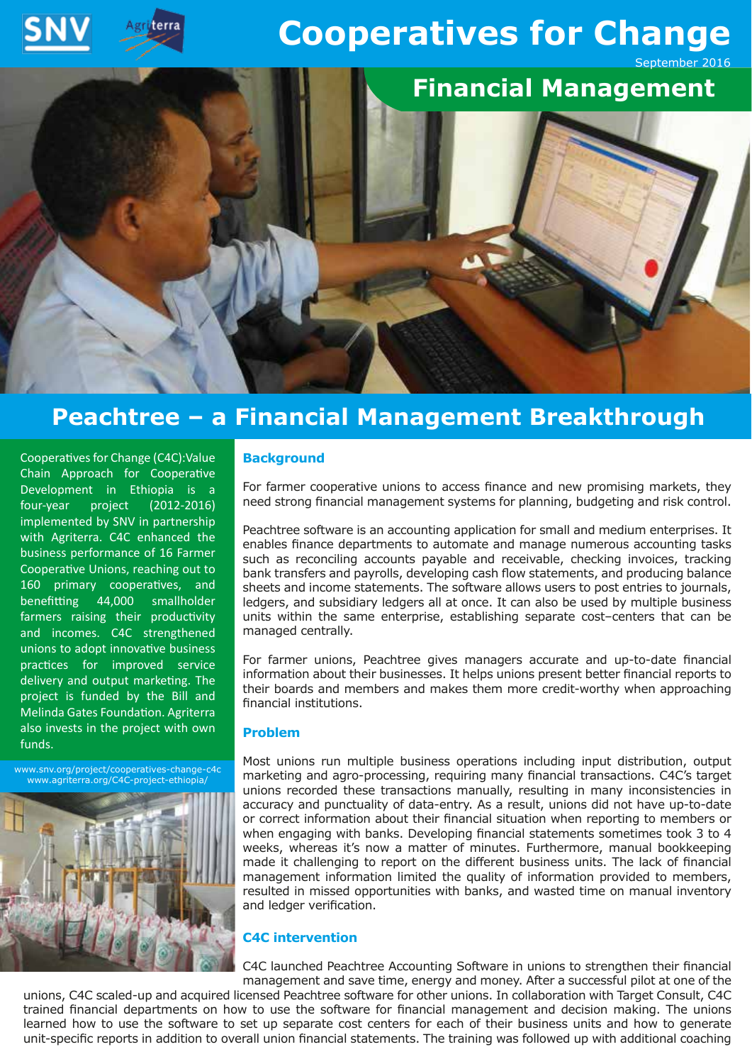# Cooperatives for Change

September 2016

## Financial Management

# Peachtree – a Financial Management Breakthrough

Cooperatives for Change (C4C):Value Chain Approach for Cooperative Development in Ethiopia is a four-year project (2012-2016) implemented by SNV in partnership with Agriterra. C4C enhanced the business performance of 16 Farmer Cooperative Unions, reaching out to 160 primary cooperatives, and benefitting 44,000 smallholder farmers raising their productivity and incomes. C4C strengthened unions to adopt innovative business practices for improved service delivery and output marketing. The project is funded by the Bill and Melinda Gates Foundation. Agriterra also invests in the project with own funds.

www.snv.org/project/cooperatives-change-c4c
www.agriterra.org/C4C-project-ethiopia/

### Background

For farmer cooperative unions to access finance and new promising markets, they need strong financial management systems for planning, budgeting and risk control.

Peachtree software is an accounting application for small and medium enterprises. It enables finance departments to automate and manage numerous accounting tasks such as reconciling accounts payable and receivable, checking invoices, tracking bank transfers and payrolls, developing cash flow statements, and producing balance sheets and income statements. The software allows users to post entries to journals, ledgers, and subsidiary ledgers all at once. It can also be used by multiple business units within the same enterprise, establishing separate cost–centers that can be managed centrally.

For farmer unions, Peachtree gives managers accurate and up-to-date financial information about their businesses. It helps unions present better financial reports to their boards and members and makes them more credit-worthy when approaching financial institutions.

### Problem

Most unions run multiple business operations including input distribution, output marketing and agro-processing, requiring many financial transactions. C4C's target unions recorded these transactions manually, resulting in many inconsistencies in accuracy and punctuality of data-entry. As a result, unions did not have up-to-date or correct information about their financial situation when reporting to members or when engaging with banks. Developing financial statements sometimes took 3 to 4 weeks, whereas it's now a matter of minutes. Furthermore, manual bookkeeping made it challenging to report on the different business units. The lack of financial management information limited the quality of information provided to members, resulted in missed opportunities with banks, and wasted time on manual inventory and ledger verification.

### C4C intervention

C4C launched Peachtree Accounting Software in unions to strengthen their financial management and save time, energy and money. After a successful pilot at one of the unions, C4C scaled-up and acquired licensed Peachtree software for other unions. In collaboration with Target Consult, C4C trained financial departments on how to use the software for financial management and decision making. The unions learned how to use the software to set up separate cost centers for each of their business units and how to generate unit-specific reports in addition to overall union financial statements. The training was followed up with additional coaching